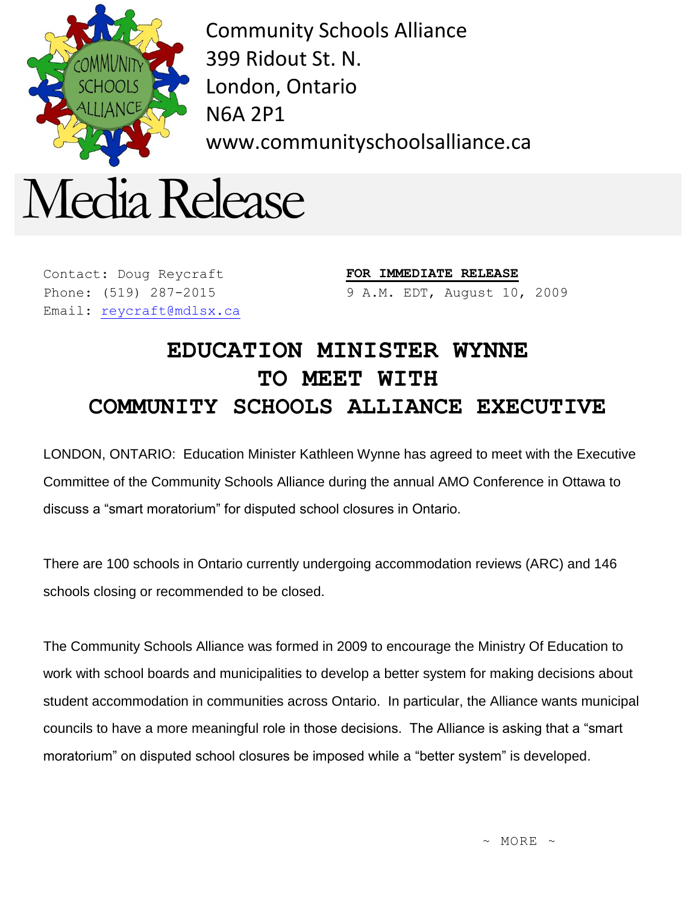Community Schools Alliance
399 Ridout St. N.
London, Ontario
N6A 2P1
www.communityschoolsalliance.ca

# Media Release

Contact: Doug Reycraft
Phone: (519) 287-2015
Email: reycraft@mdlsx.ca

**FOR IMMEDIATE RELEASE**
9 A.M. EDT, August 10, 2009

## EDUCATION MINISTER WYNNE TO MEET WITH COMMUNITY SCHOOLS ALLIANCE EXECUTIVE

LONDON, ONTARIO: Education Minister Kathleen Wynne has agreed to meet with the Executive Committee of the Community Schools Alliance during the annual AMO Conference in Ottawa to discuss a "smart moratorium" for disputed school closures in Ontario.

There are 100 schools in Ontario currently undergoing accommodation reviews (ARC) and 146 schools closing or recommended to be closed.

The Community Schools Alliance was formed in 2009 to encourage the Ministry Of Education to work with school boards and municipalities to develop a better system for making decisions about student accommodation in communities across Ontario. In particular, the Alliance wants municipal councils to have a more meaningful role in those decisions. The Alliance is asking that a "smart moratorium" on disputed school closures be imposed while a "better system" is developed.

~ MORE ~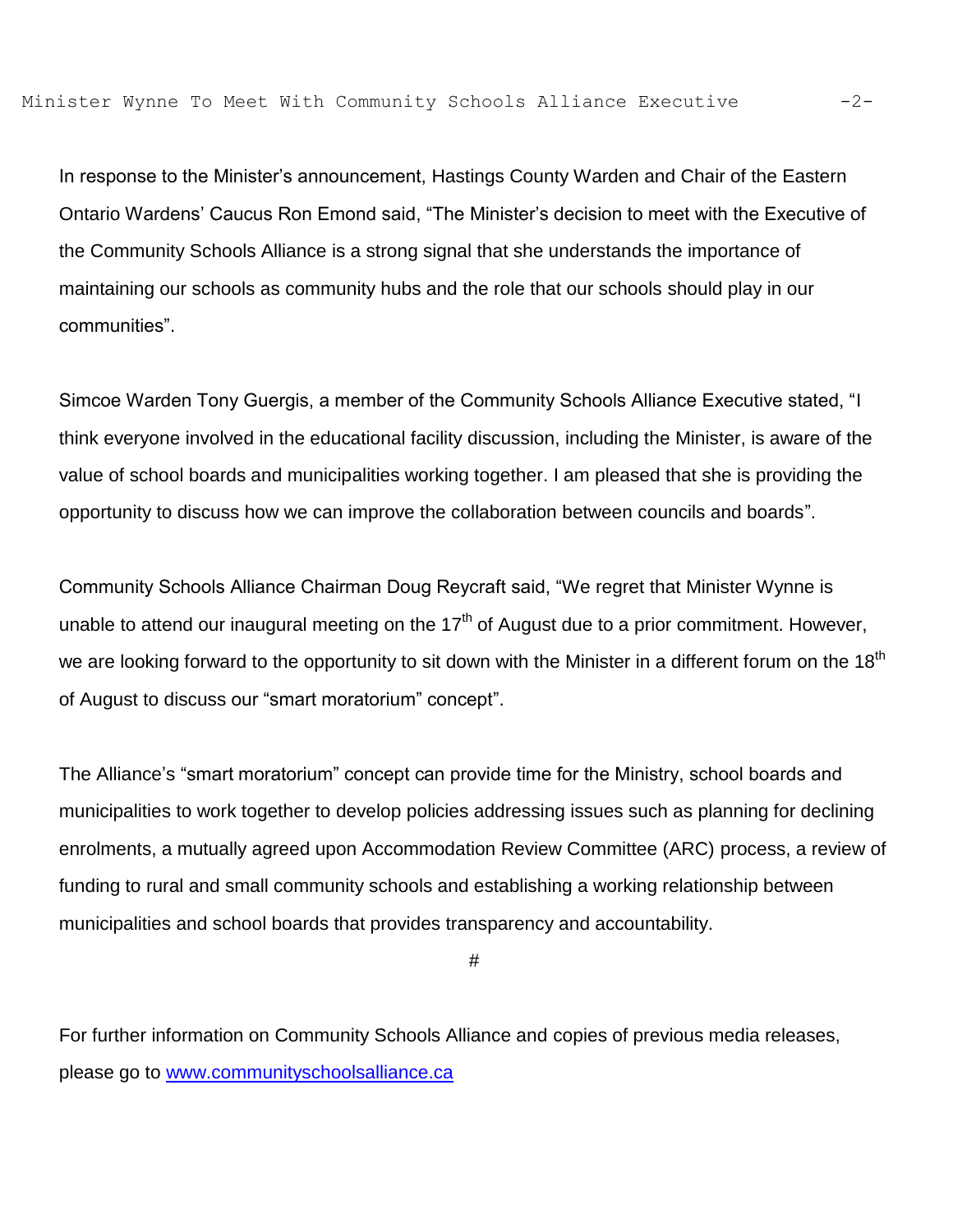In response to the Minister's announcement, Hastings County Warden and Chair of the Eastern Ontario Wardens' Caucus Ron Emond said, "The Minister's decision to meet with the Executive of the Community Schools Alliance is a strong signal that she understands the importance of maintaining our schools as community hubs and the role that our schools should play in our communities".

Simcoe Warden Tony Guergis, a member of the Community Schools Alliance Executive stated, "I think everyone involved in the educational facility discussion, including the Minister, is aware of the value of school boards and municipalities working together. I am pleased that she is providing the opportunity to discuss how we can improve the collaboration between councils and boards".

Community Schools Alliance Chairman Doug Reycraft said, "We regret that Minister Wynne is unable to attend our inaugural meeting on the 17th of August due to a prior commitment. However, we are looking forward to the opportunity to sit down with the Minister in a different forum on the 18th of August to discuss our "smart moratorium" concept".

The Alliance's "smart moratorium" concept can provide time for the Ministry, school boards and municipalities to work together to develop policies addressing issues such as planning for declining enrolments, a mutually agreed upon Accommodation Review Committee (ARC) process, a review of funding to rural and small community schools and establishing a working relationship between municipalities and school boards that provides transparency and accountability.

#

For further information on Community Schools Alliance and copies of previous media releases, please go to www.communityschoolsalliance.ca